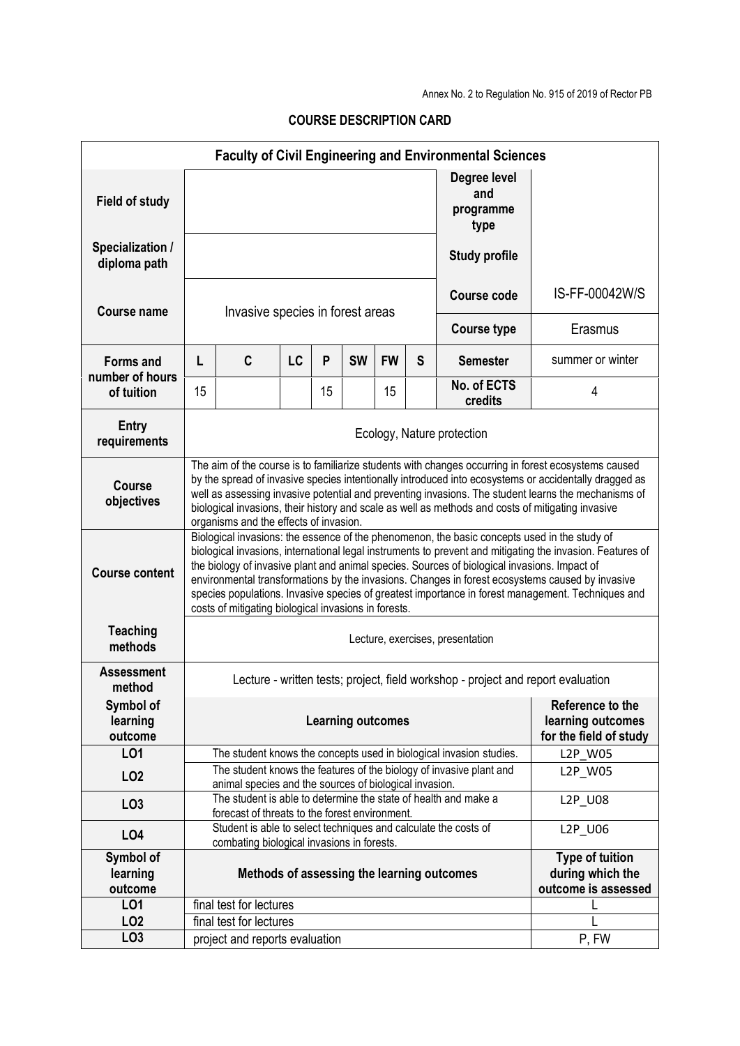Annex No. 2 to Regulation No. 915 of 2019 of Rector PB

## COURSE DESCRIPTION CARD

| Faculty of Civil Engineering and Environmental Sciences | | | | | | | | | |
|---|---|---|---|---|---|---|---|---|---|
| **Field of study** | | | | | | | | **Degree level and programme type** | |
| **Specialization / diploma path** | | | | | | | | **Study profile** | |
| **Course name** | Invasive species in forest areas | | | | | | | **Course code** | IS-FF-00042W/S |
| | | | | | | | | **Course type** | Erasmus |
| **Forms and number of hours of tuition** | **L** | **C** | **LC** | **P** | **SW** | **FW** | **S** | **Semester** | summer or winter |
| | 15 | | | 15 | | 15 | | **No. of ECTS credits** | 4 |
| **Entry requirements** | Ecology, Nature protection | | | | | | | | |
| **Course objectives** | The aim of the course is to familiarize students with changes occurring in forest ecosystems caused by the spread of invasive species intentionally introduced into ecosystems or accidentally dragged as well as assessing invasive potential and preventing invasions. The student learns the mechanisms of biological invasions, their history and scale as well as methods and costs of mitigating invasive organisms and the effects of invasion. | | | | | | | | |
| **Course content** | Biological invasions: the essence of the phenomenon, the basic concepts used in the study of biological invasions, international legal instruments to prevent and mitigating the invasion. Features of the biology of invasive plant and animal species. Sources of biological invasions. Impact of environmental transformations by the invasions. Changes in forest ecosystems caused by invasive species populations. Invasive species of greatest importance in forest management. Techniques and costs of mitigating biological invasions in forests. | | | | | | | | |
| **Teaching methods** | Lecture, exercises, presentation | | | | | | | | |
| **Assessment method** | Lecture - written tests; project, field workshop - project and report evaluation | | | | | | | | |

| Symbol of learning outcome | Learning outcomes | Reference to the learning outcomes for the field of study |
|---|---|---|
| **LO1** | The student knows the concepts used in biological invasion studies. | L2P_W05 |
| **LO2** | The student knows the features of the biology of invasive plant and animal species and the sources of biological invasion. | L2P_W05 |
| **LO3** | The student is able to determine the state of health and make a forecast of threats to the forest environment. | L2P_U08 |
| **LO4** | Student is able to select techniques and calculate the costs of combating biological invasions in forests. | L2P_U06 |

| Symbol of learning outcome | Methods of assessing the learning outcomes | Type of tuition during which the outcome is assessed |
|---|---|---|
| **LO1** | final test for lectures | L |
| **LO2** | final test for lectures | L |
| **LO3** | project and reports evaluation | P, FW |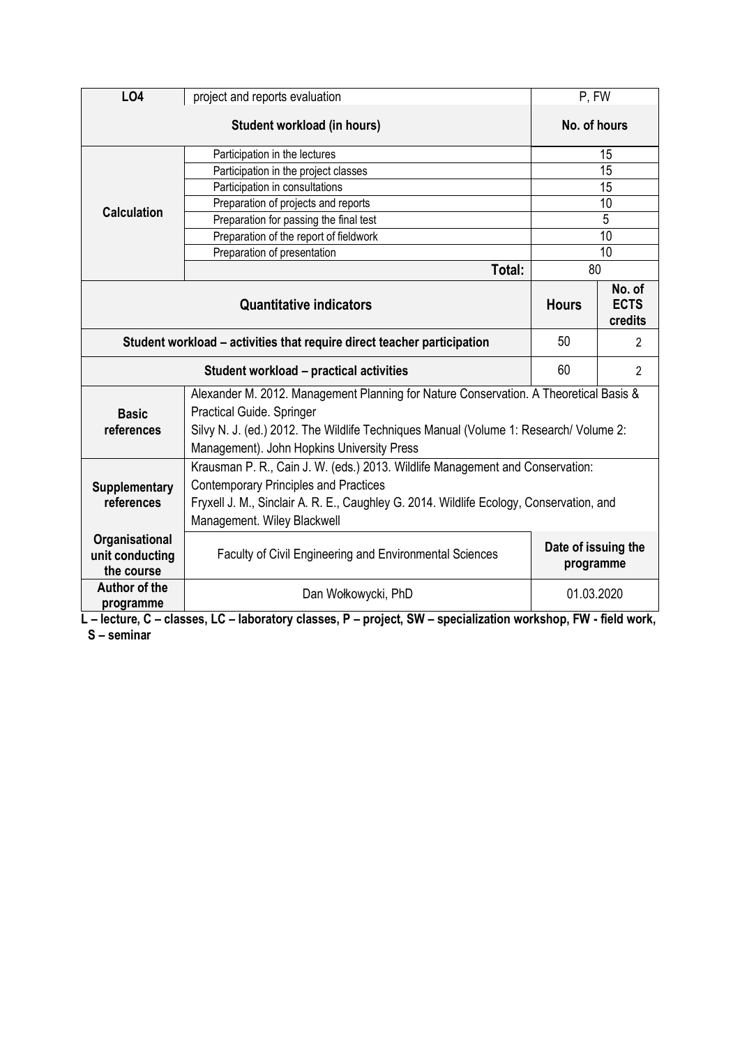| | | | |
|---|---|---|---|
| **LO4** | project and reports evaluation | P, FW | |
| **Student workload (in hours)** | | **No. of hours** | |
| **Calculation** | Participation in the lectures | 15 | |
| | Participation in the project classes | 15 | |
| | Participation in consultations | 15 | |
| | Preparation of projects and reports | 10 | |
| | Preparation for passing the final test | 5 | |
| | Preparation of the report of fieldwork | 10 | |
| | Preparation of presentation | 10 | |
| | **Total:** | 80 | |
| **Quantitative indicators** | | **Hours** | **No. of ECTS credits** |
| **Student workload – activities that require direct teacher participation** | | 50 | 2 |
| **Student workload – practical activities** | | 60 | 2 |
| **Basic references** | Alexander M. 2012. Management Planning for Nature Conservation. A Theoretical Basis & Practical Guide. Springer<br>Silvy N. J. (ed.) 2012. The Wildlife Techniques Manual (Volume 1: Research/ Volume 2: Management). John Hopkins University Press | | |
| **Supplementary references** | Krausman P. R., Cain J. W. (eds.) 2013. Wildlife Management and Conservation: Contemporary Principles and Practices<br>Fryxell J. M., Sinclair A. R. E., Caughley G. 2014. Wildlife Ecology, Conservation, and Management. Wiley Blackwell | | |
| **Organisational unit conducting the course** | Faculty of Civil Engineering and Environmental Sciences | **Date of issuing the programme** | |
| **Author of the programme** | Dan Wołkowycki, PhD | 01.03.2020 | |

**L – lecture, C – classes, LC – laboratory classes, P – project, SW – specialization workshop, FW - field work, S – seminar**